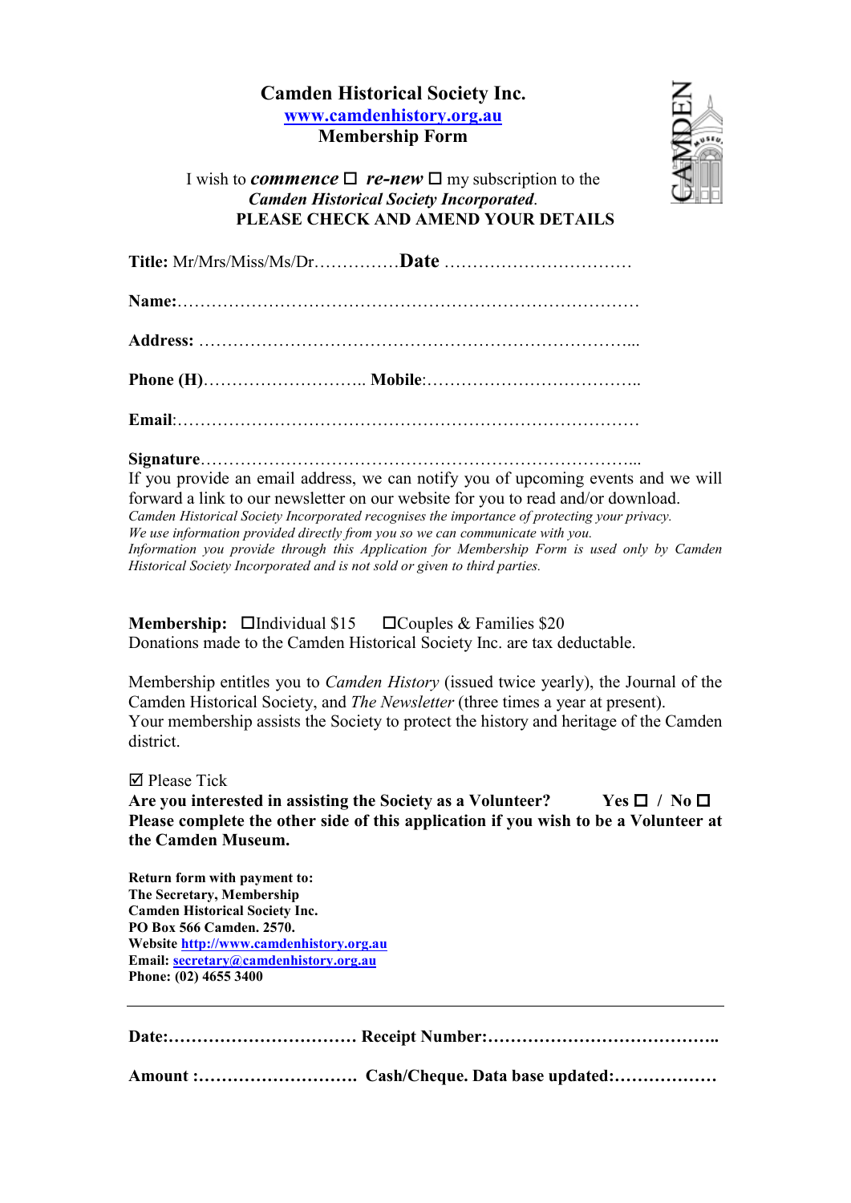**Camden Historical Society Inc.**
**[www.camdenhistory.org.au](http://www.camdenhistory.org.au)**
**Membership Form**

I wish to ***commence*** ☐ ***re-new*** ☐ my subscription to the
***Camden Historical Society Incorporated***.
**PLEASE CHECK AND AMEND YOUR DETAILS**

**Title:** Mr/Mrs/Miss/Ms/Dr……………**Date** ……………………………

**Name:**………………………………………………………………………

**Address:** ………………………………………………………………...

**Phone (H)**……………………….. **Mobile**:………………………………..

**Email**:………………………………………………………………………

**Signature**…………………………………………………………………...
If you provide an email address, we can notify you of upcoming events and we will forward a link to our newsletter on our website for you to read and/or download.
*Camden Historical Society Incorporated recognises the importance of protecting your privacy.*
*We use information provided directly from you so we can communicate with you.*
*Information you provide through this Application for Membership Form is used only by Camden Historical Society Incorporated and is not sold or given to third parties.*

**Membership:** ☐Individual $15 ☐Couples & Families $20
Donations made to the Camden Historical Society Inc. are tax deductable.

Membership entitles you to *Camden History* (issued twice yearly), the Journal of the Camden Historical Society, and *The Newsletter* (three times a year at present).
Your membership assists the Society to protect the history and heritage of the Camden district.

☑ Please Tick
**Are you interested in assisting the Society as a Volunteer? Yes ☐ / No ☐**
**Please complete the other side of this application if you wish to be a Volunteer at the Camden Museum.**

**Return form with payment to:**
**The Secretary, Membership**
**Camden Historical Society Inc.**
**PO Box 566 Camden. 2570.**
**Website [http://www.camdenhistory.org.au](http://www.camdenhistory.org.au)**
**Email: [secretary@camdenhistory.org.au](mailto:secretary@camdenhistory.org.au)**
**Phone: (02) 4655 3400**

---

**Date:…………………………… Receipt Number:…………………………………..**

**Amount :………………………. Cash/Cheque. Data base updated:………………**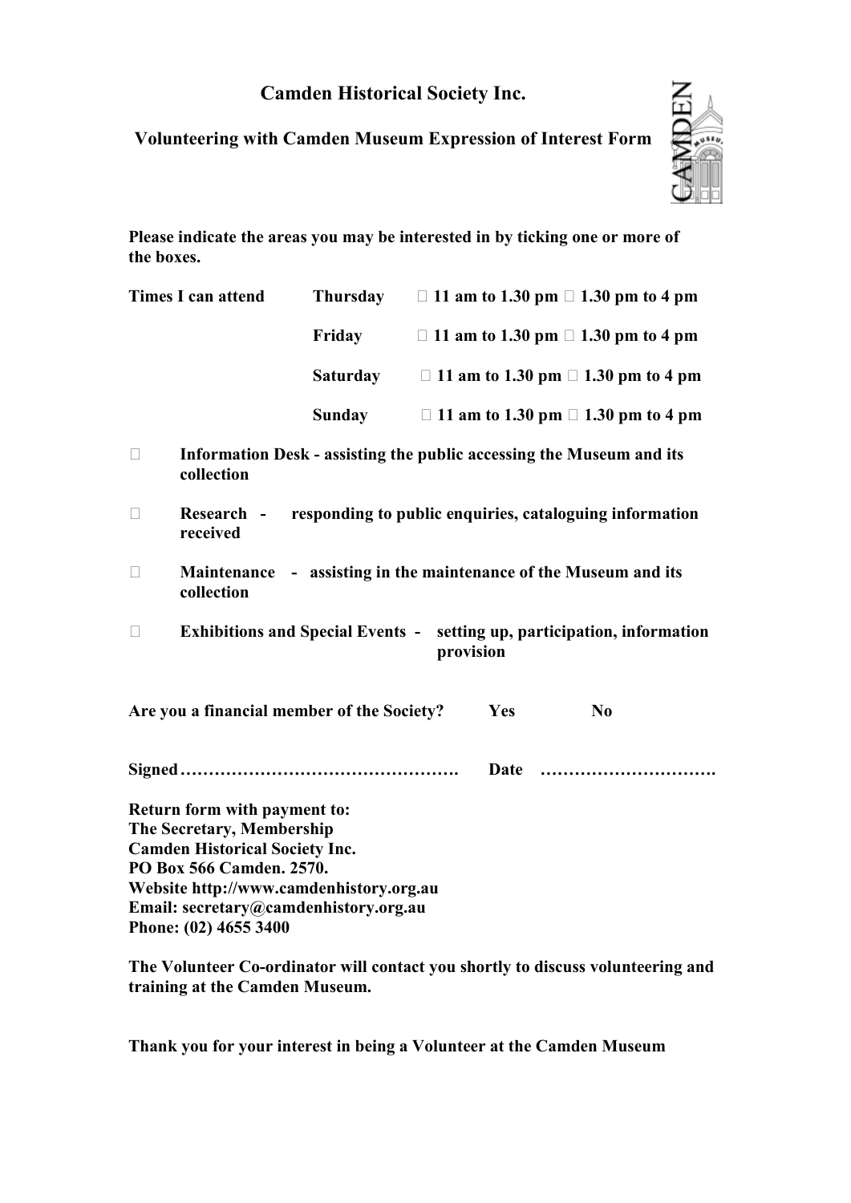# Camden Historical Society Inc.

## Volunteering with Camden Museum Expression of Interest Form

**Please indicate the areas you may be interested in by ticking one or more of the boxes.**

| | | | |
|---|---|---|---|
| **Times I can attend** | **Thursday** | ☐ **11 am to 1.30 pm** | ☐ **1.30 pm to 4 pm** |
| | **Friday** | ☐ **11 am to 1.30 pm** | ☐ **1.30 pm to 4 pm** |
| | **Saturday** | ☐ **11 am to 1.30 pm** | ☐ **1.30 pm to 4 pm** |
| | **Sunday** | ☐ **11 am to 1.30 pm** | ☐ **1.30 pm to 4 pm** |

☐ **Information Desk - assisting the public accessing the Museum and its collection**

☐ **Research - responding to public enquiries, cataloguing information received**

☐ **Maintenance - assisting in the maintenance of the Museum and its collection**

☐ **Exhibitions and Special Events - setting up, participation, information provision**

**Are you a financial member of the Society? Yes No**

**Signed…………………………………………. Date ………………………….**

**Return form with payment to:**
**The Secretary, Membership**
**Camden Historical Society Inc.**
**PO Box 566 Camden. 2570.**
**Website http://www.camdenhistory.org.au**
**Email: secretary@camdenhistory.org.au**
**Phone: (02) 4655 3400**

**The Volunteer Co-ordinator will contact you shortly to discuss volunteering and training at the Camden Museum.**

**Thank you for your interest in being a Volunteer at the Camden Museum**